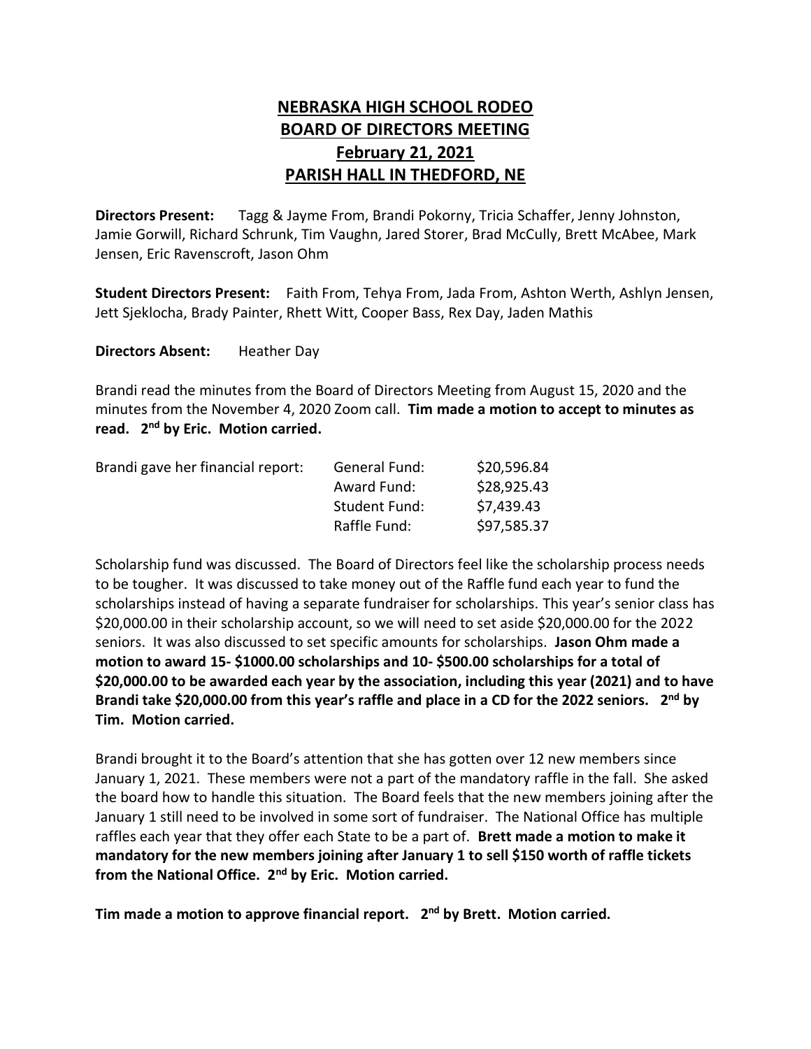# NEBRASKA HIGH SCHOOL RODEO
# BOARD OF DIRECTORS MEETING
# February 21, 2021
# PARISH HALL IN THEDFORD, NE

**Directors Present:** Tagg & Jayme From, Brandi Pokorny, Tricia Schaffer, Jenny Johnston, Jamie Gorwill, Richard Schrunk, Tim Vaughn, Jared Storer, Brad McCully, Brett McAbee, Mark Jensen, Eric Ravenscroft, Jason Ohm

**Student Directors Present:** Faith From, Tehya From, Jada From, Ashton Werth, Ashlyn Jensen, Jett Sjeklocha, Brady Painter, Rhett Witt, Cooper Bass, Rex Day, Jaden Mathis

**Directors Absent:** Heather Day

Brandi read the minutes from the Board of Directors Meeting from August 15, 2020 and the minutes from the November 4, 2020 Zoom call. **Tim made a motion to accept to minutes as read. 2nd by Eric. Motion carried.**

| Brandi gave her financial report: | | |
|---|---|---|
| | General Fund: | $20,596.84 |
| | Award Fund: | $28,925.43 |
| | Student Fund: | $7,439.43 |
| | Raffle Fund: | $97,585.37 |

Scholarship fund was discussed. The Board of Directors feel like the scholarship process needs to be tougher. It was discussed to take money out of the Raffle fund each year to fund the scholarships instead of having a separate fundraiser for scholarships. This year's senior class has $20,000.00 in their scholarship account, so we will need to set aside $20,000.00 for the 2022 seniors. It was also discussed to set specific amounts for scholarships. **Jason Ohm made a motion to award 15- $1000.00 scholarships and 10- $500.00 scholarships for a total of $20,000.00 to be awarded each year by the association, including this year (2021) and to have Brandi take $20,000.00 from this year's raffle and place in a CD for the 2022 seniors. 2nd by Tim. Motion carried.**

Brandi brought it to the Board's attention that she has gotten over 12 new members since January 1, 2021. These members were not a part of the mandatory raffle in the fall. She asked the board how to handle this situation. The Board feels that the new members joining after the January 1 still need to be involved in some sort of fundraiser. The National Office has multiple raffles each year that they offer each State to be a part of. **Brett made a motion to make it mandatory for the new members joining after January 1 to sell $150 worth of raffle tickets from the National Office. 2nd by Eric. Motion carried.**

**Tim made a motion to approve financial report. 2nd by Brett. Motion carried.**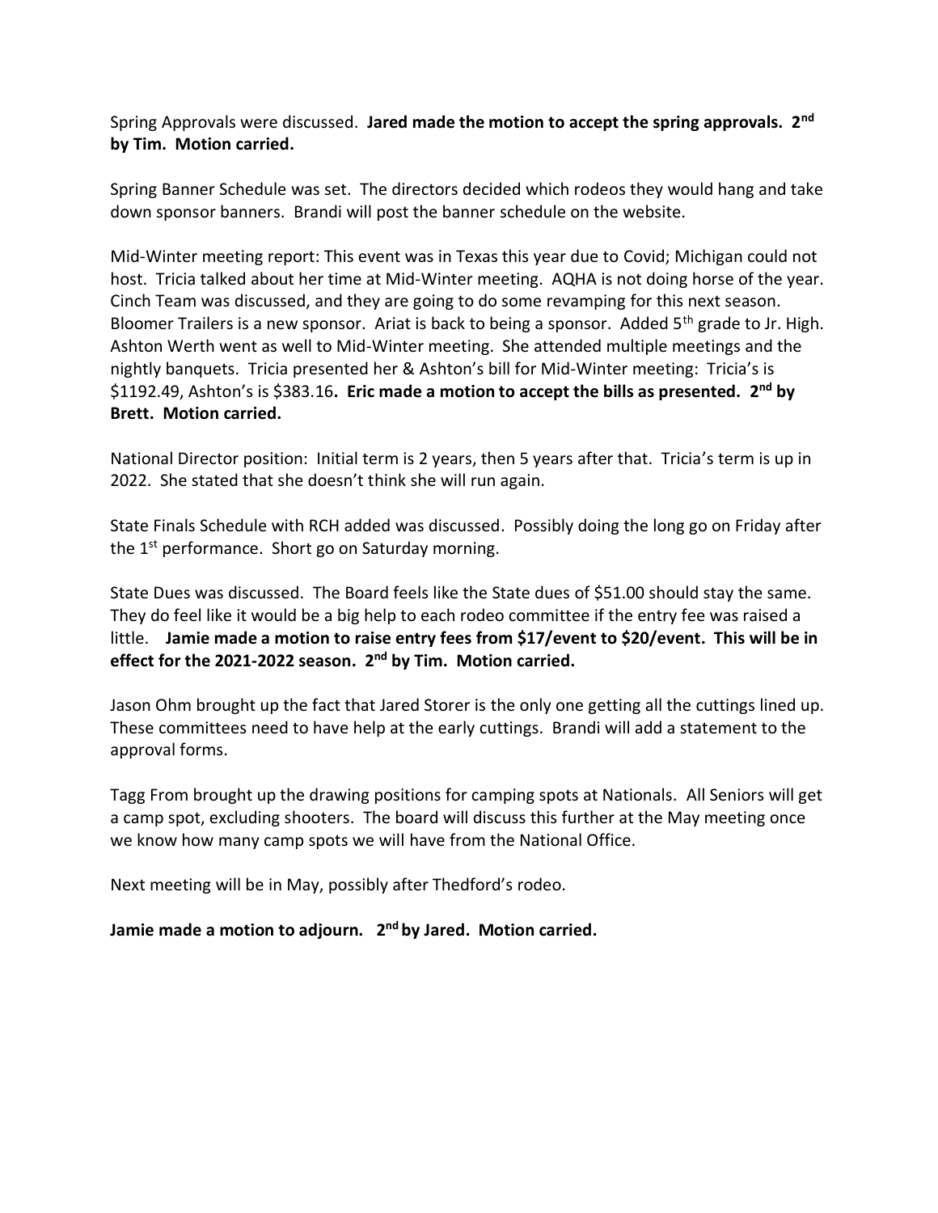Spring Approvals were discussed. **Jared made the motion to accept the spring approvals. 2nd by Tim. Motion carried.**

Spring Banner Schedule was set. The directors decided which rodeos they would hang and take down sponsor banners. Brandi will post the banner schedule on the website.

Mid-Winter meeting report: This event was in Texas this year due to Covid; Michigan could not host. Tricia talked about her time at Mid-Winter meeting. AQHA is not doing horse of the year. Cinch Team was discussed, and they are going to do some revamping for this next season. Bloomer Trailers is a new sponsor. Ariat is back to being a sponsor. Added 5th grade to Jr. High. Ashton Werth went as well to Mid-Winter meeting. She attended multiple meetings and the nightly banquets. Tricia presented her & Ashton's bill for Mid-Winter meeting: Tricia's is \$1192.49, Ashton's is \$383.16**. Eric made a motion to accept the bills as presented. 2nd by Brett. Motion carried.**

National Director position: Initial term is 2 years, then 5 years after that. Tricia's term is up in 2022. She stated that she doesn't think she will run again.

State Finals Schedule with RCH added was discussed. Possibly doing the long go on Friday after the 1st performance. Short go on Saturday morning.

State Dues was discussed. The Board feels like the State dues of \$51.00 should stay the same. They do feel like it would be a big help to each rodeo committee if the entry fee was raised a little. **Jamie made a motion to raise entry fees from \$17/event to \$20/event. This will be in effect for the 2021-2022 season. 2nd by Tim. Motion carried.**

Jason Ohm brought up the fact that Jared Storer is the only one getting all the cuttings lined up. These committees need to have help at the early cuttings. Brandi will add a statement to the approval forms.

Tagg From brought up the drawing positions for camping spots at Nationals. All Seniors will get a camp spot, excluding shooters. The board will discuss this further at the May meeting once we know how many camp spots we will have from the National Office.

Next meeting will be in May, possibly after Thedford's rodeo.

**Jamie made a motion to adjourn. 2nd by Jared. Motion carried.**